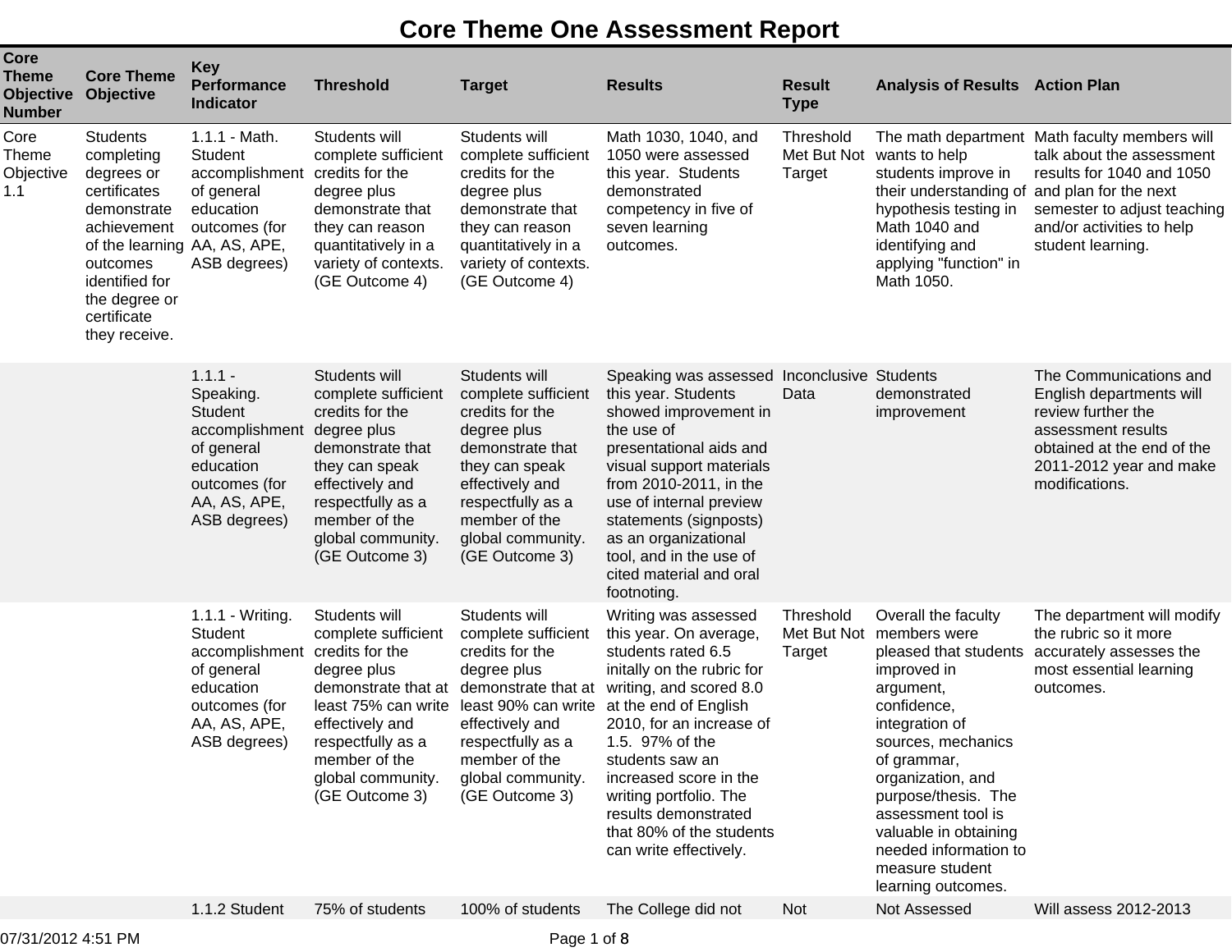# Core Theme One Assessment Report

| Core Theme Objective Number | Core Theme Objective | Key Performance Indicator | Threshold | Target | Results | Result Type | Analysis of Results | Action Plan |
|---|---|---|---|---|---|---|---|---|
| Core Theme Objective 1.1 | Students completing degrees or certificates demonstrate achievement of the learning outcomes identified for the degree or certificate they receive. | 1.1.1 - Math. Student accomplishment of general education outcomes (for AA, AS, APE, ASB degrees) | Students will complete sufficient credits for the degree plus demonstrate that they can reason quantitatively in a variety of contexts. (GE Outcome 4) | Students will complete sufficient credits for the degree plus demonstrate that they can reason quantitatively in a variety of contexts. (GE Outcome 4) | Math 1030, 1040, and 1050 were assessed this year. Students demonstrated competency in five of seven learning outcomes. | Threshold Met But Not Target | The math department wants to help students improve in their understanding of hypothesis testing in Math 1040 and identifying and applying "function" in Math 1050. | Math faculty members will talk about the assessment results for 1040 and 1050 and plan for the next semester to adjust teaching and/or activities to help student learning. |
| | | 1.1.1 - Speaking. Student accomplishment of general education outcomes (for AA, AS, APE, ASB degrees) | Students will complete sufficient credits for the degree plus demonstrate that they can speak effectively and respectfully as a member of the global community. (GE Outcome 3) | Students will complete sufficient credits for the degree plus demonstrate that they can speak effectively and respectfully as a member of the global community. (GE Outcome 3) | Speaking was assessed this year. Students showed improvement in the use of presentational aids and visual support materials from 2010-2011, in the use of internal preview statements (signposts) as an organizational tool, and in the use of cited material and oral footnoting. | Inconclusive Data | Students demonstrated improvement | The Communications and English departments will review further the assessment results obtained at the end of the 2011-2012 year and make modifications. |
| | | 1.1.1 - Writing. Student accomplishment of general education outcomes (for AA, AS, APE, ASB degrees) | Students will complete sufficient credits for the degree plus demonstrate that at least 75% can write effectively and respectfully as a member of the global community. (GE Outcome 3) | Students will complete sufficient credits for the degree plus demonstrate that at least 90% can write effectively and respectfully as a member of the global community. (GE Outcome 3) | Writing was assessed this year. On average, students rated 6.5 initally on the rubric for writing, and scored 8.0 at the end of English 2010, for an increase of 1.5. 97% of the students saw an increased score in the writing portfolio. The results demonstrated that 80% of the students can write effectively. | Threshold Met But Not Target | Overall the faculty members were pleased that students improved in argument, confidence, integration of sources, mechanics of grammar, organization, and purpose/thesis. The assessment tool is valuable in obtaining needed information to measure student learning outcomes. | The department will modify the rubric so it more accurately assesses the most essential learning outcomes. |
| | | 1.1.2 Student | 75% of students | 100% of students | The College did not | Not | Not Assessed | Will assess 2012-2013 |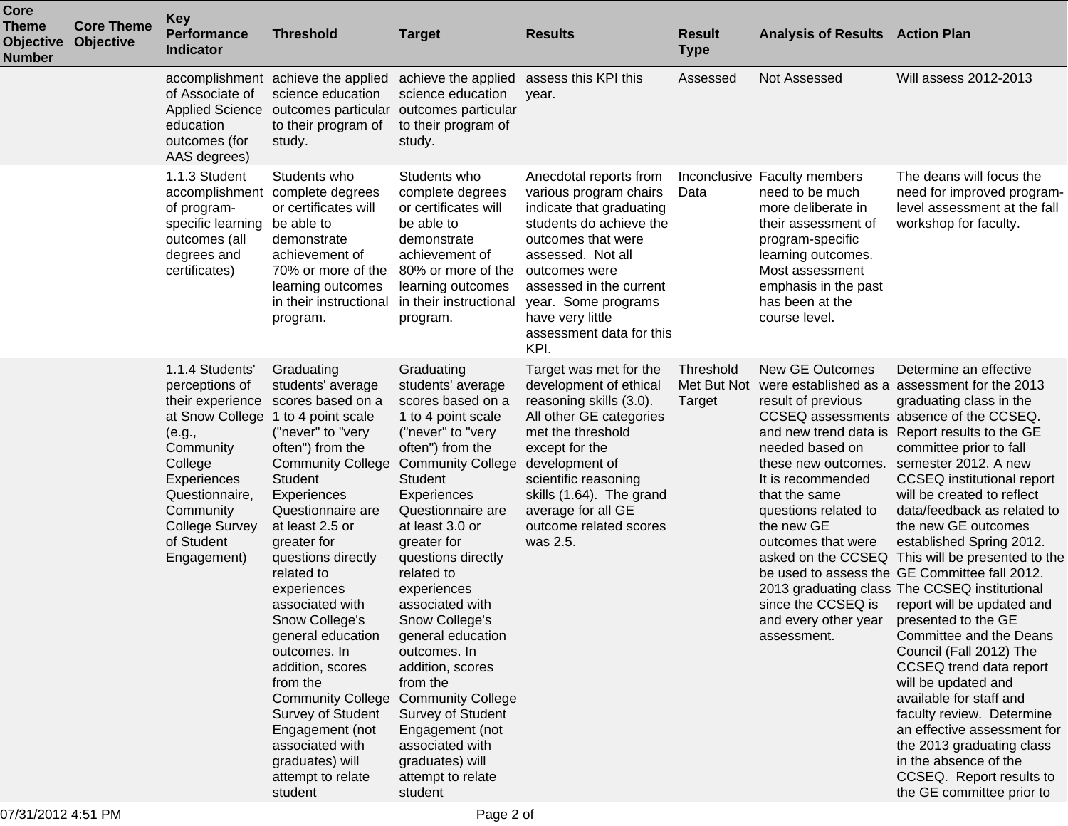| Core Theme Objective Number | Core Theme Objective | Key Performance Indicator | Threshold | Target | Results | Result Type | Analysis of Results | Action Plan |
|---|---|---|---|---|---|---|---|---|
| | | accomplishment of Associate of Applied Science education outcomes (for AAS degrees) | achieve the applied science education outcomes particular to their program of study. | achieve the applied science education outcomes particular to their program of study. | assess this KPI this year. | Assessed | Not Assessed | Will assess 2012-2013 |
| | | 1.1.3 Student accomplishment of program-specific learning outcomes (all degrees and certificates) | Students who complete degrees or certificates will be able to demonstrate achievement of 70% or more of the learning outcomes in their instructional program. | Students who complete degrees or certificates will be able to demonstrate achievement of 80% or more of the learning outcomes in their instructional program. | Anecdotal reports from various program chairs indicate that graduating students do achieve the outcomes that were assessed. Not all outcomes were assessed in the current year. Some programs have very little assessment data for this KPI. | Inconclusive Data | Faculty members need to be much more deliberate in their assessment of program-specific learning outcomes. Most assessment emphasis in the past has been at the course level. | The deans will focus the need for improved program-level assessment at the fall workshop for faculty. |
| | | 1.1.4 Students' perceptions of their experience at Snow College (e.g., Community College Experiences Questionnaire, Community College Survey of Student Engagement) | Graduating students' average scores based on a 1 to 4 point scale ("never" to "very often") from the Community College Student Experiences Questionnaire are at least 2.5 or greater for questions directly related to experiences associated with Snow College's general education outcomes. In addition, scores from the Community College Survey of Student Engagement (not associated with graduates) will attempt to relate student | Graduating students' average scores based on a 1 to 4 point scale ("never" to "very often") from the Community College Student Experiences Questionnaire are at least 3.0 or greater for questions directly related to experiences associated with Snow College's general education outcomes. In addition, scores from the Community College Survey of Student Engagement (not associated with graduates) will attempt to relate student | Target was met for the development of ethical reasoning skills (3.0). All other GE categories met the threshold except for the development of scientific reasoning skills (1.64). The grand average for all GE outcome related scores was 2.5. | Threshold Met But Not Target | New GE Outcomes were established as a result of previous CCSEQ assessments and new trend data is needed based on these new outcomes. It is recommended that the same questions related to the new GE outcomes that were asked on the CCSEQ be used to assess the 2013 graduating class since the CCSEQ is and every other year assessment. | Determine an effective assessment for the 2013 graduating class in the absence of the CCSEQ. Report results to the GE committee prior to fall semester 2012. A new CCSEQ institutional report will be created to reflect data/feedback as related to the new GE outcomes established Spring 2012. This will be presented to the GE Committee fall 2012. The CCSEQ institutional report will be updated and presented to the GE Committee and the Deans Council (Fall 2012) The CCSEQ trend data report will be updated and available for staff and faculty review. Determine an effective assessment for the 2013 graduating class in the absence of the CCSEQ. Report results to the GE committee prior to |

07/31/2012 4:51 PM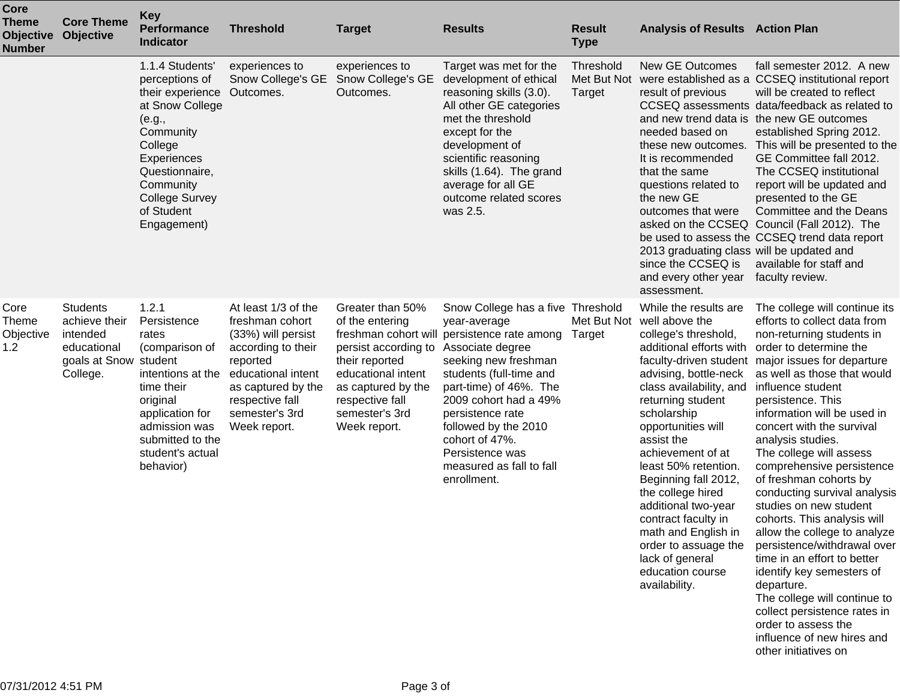| Core Theme Objective Number | Core Theme Objective | Key Performance Indicator | Threshold | Target | Results | Result Type | Analysis of Results | Action Plan |
|---|---|---|---|---|---|---|---|---|
| | | 1.1.4 Students' perceptions of their experience at Snow College (e.g., Community College Experiences Questionnaire, Community College Survey of Student Engagement) | experiences to Snow College's GE Outcomes. | experiences to Snow College's GE Outcomes. | Target was met for the development of ethical reasoning skills (3.0). All other GE categories met the threshold except for the development of scientific reasoning skills (1.64). The grand average for all GE outcome related scores was 2.5. | Threshold Met But Not Target | New GE Outcomes were established as a result of previous CCSEQ assessments and new trend data is needed based on these new outcomes. It is recommended that the same questions related to the new GE outcomes that were asked on the CCSEQ be used to assess the 2013 graduating class since the CCSEQ is and every other year assessment. | fall semester 2012. A new CCSEQ institutional report will be created to reflect data/feedback as related to the new GE outcomes established Spring 2012. This will be presented to the GE Committee fall 2012. The CCSEQ institutional report will be updated and presented to the GE Committee and the Deans Council (Fall 2012). The CCSEQ trend data report will be updated and available for staff and faculty review. |
| Core Theme Objective 1.2 | Students achieve their intended educational goals at Snow College. | 1.2.1 Persistence rates (comparison of student intentions at the time their original application for admission was submitted to the student's actual behavior) | At least 1/3 of the freshman cohort (33%) will persist according to their reported educational intent as captured by the respective fall semester's 3rd Week report. | Greater than 50% of the entering freshman cohort will persist according to their reported educational intent as captured by the respective fall semester's 3rd Week report. | Snow College has a five year-average persistence rate among Associate degree seeking new freshman students (full-time and part-time) of 46%. The 2009 cohort had a 49% persistence rate followed by the 2010 cohort of 47%. Persistence was measured as fall to fall enrollment. | Threshold Met But Not Target | While the results are well above the college's threshold, additional efforts with faculty-driven student advising, bottle-neck class availability, and returning student scholarship opportunities will assist the achievement of at least 50% retention. Beginning fall 2012, the college hired additional two-year contract faculty in math and English in order to assuage the lack of general education course availability. | The college will continue its efforts to collect data from non-returning students in order to determine the major issues for departure as well as those that would influence student persistence. This information will be used in concert with the survival analysis studies.<br>The college will assess comprehensive persistence of freshman cohorts by conducting survival analysis studies on new student cohorts. This analysis will allow the college to analyze persistence/withdrawal over time in an effort to better identify key semesters of departure.<br>The college will continue to collect persistence rates in order to assess the influence of new hires and other initiatives on |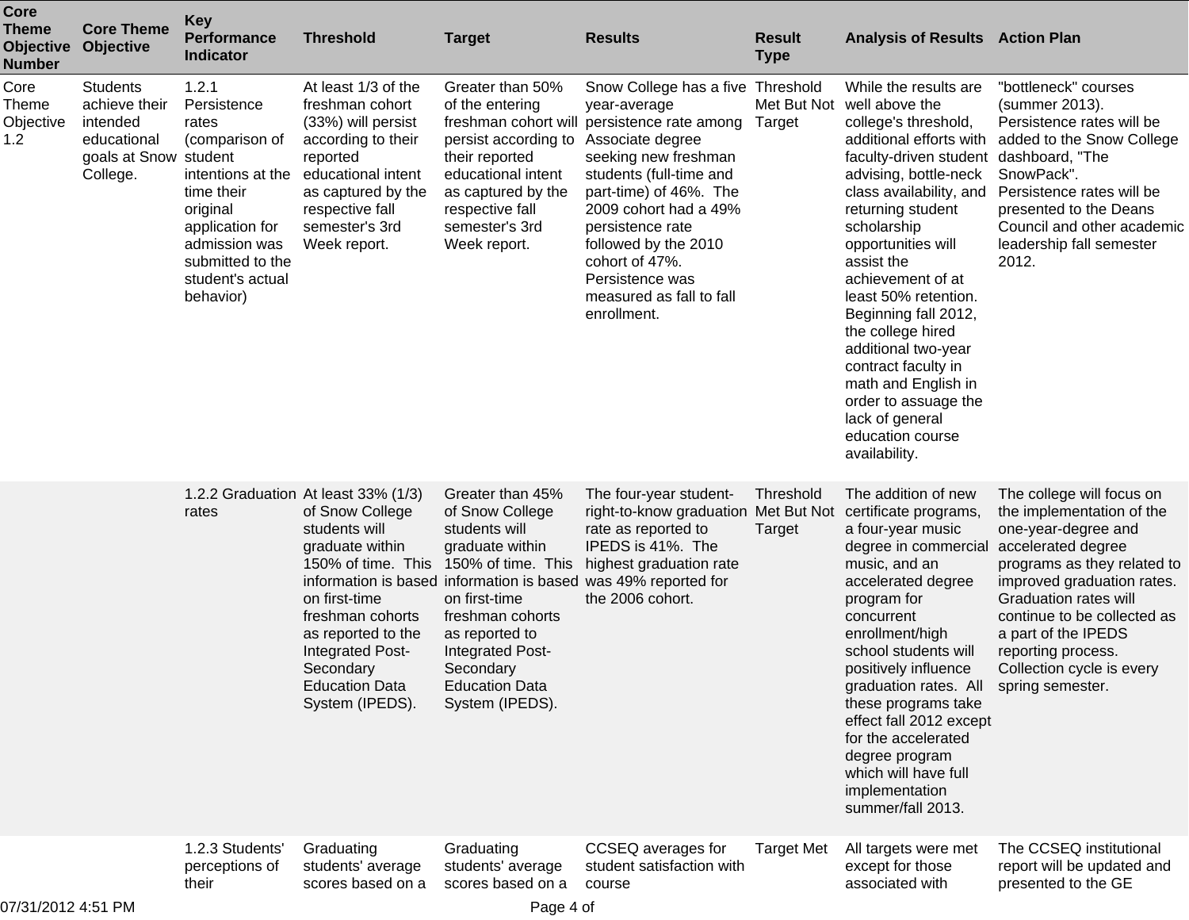| Core Theme Objective Number | Core Theme Objective | Key Performance Indicator | Threshold | Target | Results | Result Type | Analysis of Results | Action Plan |
|---|---|---|---|---|---|---|---|---|
| Core Theme Objective 1.2 | Students achieve their intended educational goals at Snow College. | 1.2.1 Persistence rates (comparison of student intentions at the time their original application for admission was submitted to the student's actual behavior) | At least 1/3 of the freshman cohort (33%) will persist according to their reported educational intent as captured by the respective fall semester's 3rd Week report. | Greater than 50% of the entering freshman cohort will persist according to their reported educational intent as captured by the respective fall semester's 3rd Week report. | Snow College has a five year-average persistence rate among Associate degree seeking new freshman students (full-time and part-time) of 46%. The 2009 cohort had a 49% persistence rate followed by the 2010 cohort of 47%. Persistence was measured as fall to fall enrollment. | Threshold Met But Not Target | While the results are well above the college's threshold, additional efforts with faculty-driven student advising, bottle-neck class availability, and returning student scholarship opportunities will assist the achievement of at least 50% retention. Beginning fall 2012, the college hired additional two-year contract faculty in math and English in order to assuage the lack of general education course availability. | "bottleneck" courses (summer 2013). Persistence rates will be added to the Snow College dashboard, "The SnowPack". Persistence rates will be presented to the Deans Council and other academic leadership fall semester 2012. |
| | | 1.2.2 Graduation rates | At least 33% (1/3) of Snow College students will graduate within 150% of time. This information is based on first-time freshman cohorts as reported to the Integrated Post-Secondary Education Data System (IPEDS). | Greater than 45% of Snow College students will graduate within 150% of time. This information is based on first-time freshman cohorts as reported to Integrated Post-Secondary Education Data System (IPEDS). | The four-year student-right-to-know graduation rate as reported to IPEDS is 41%. The highest graduation rate was 49% reported for the 2006 cohort. | Threshold Met But Not Target | The addition of new certificate programs, a four-year music degree in commercial music, and an accelerated degree program for concurrent enrollment/high school students will positively influence graduation rates. All these programs take effect fall 2012 except for the accelerated degree program which will have full implementation summer/fall 2013. | The college will focus on the implementation of the one-year-degree and accelerated degree programs as they related to improved graduation rates. Graduation rates will continue to be collected as a part of the IPEDS reporting process. Collection cycle is every spring semester. |
| | | 1.2.3 Students' perceptions of their | Graduating students' average scores based on a | Graduating students' average scores based on a | CCSEQ averages for student satisfaction with course | Target Met | All targets were met except for those associated with | The CCSEQ institutional report will be updated and presented to the GE |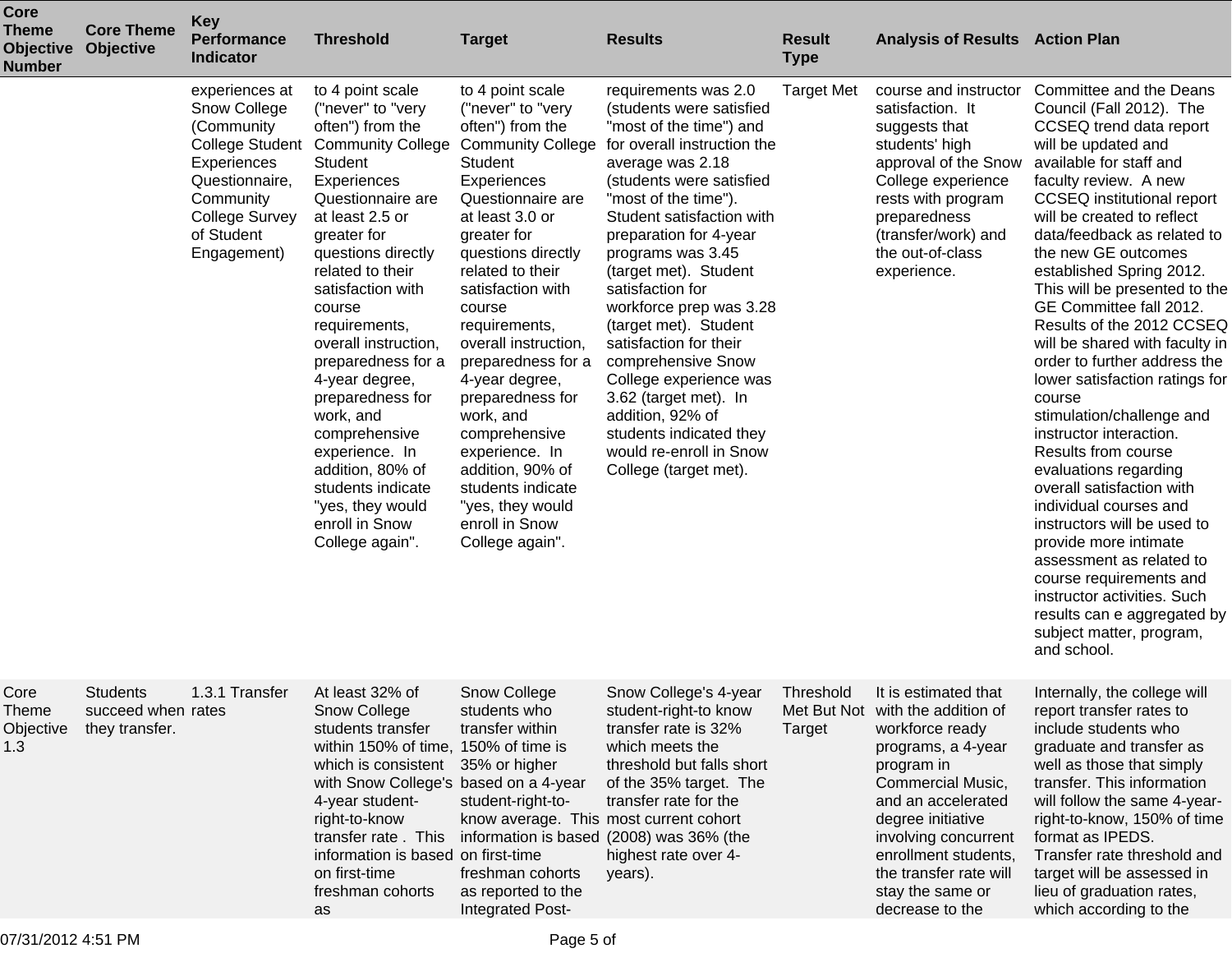| Core Theme Objective Number | Core Theme Objective | Key Performance Indicator | Threshold | Target | Results | Result Type | Analysis of Results | Action Plan |
|---|---|---|---|---|---|---|---|---|
| | | experiences at Snow College (Community College Student Experiences Questionnaire, Community College Survey of Student Engagement) | to 4 point scale ("never" to "very often") from the Community College Student Experiences Questionnaire are at least 2.5 or greater for questions directly related to their satisfaction with course requirements, overall instruction, preparedness for a 4-year degree, preparedness for work, and comprehensive experience. In addition, 80% of students indicate "yes, they would enroll in Snow College again". | to 4 point scale ("never" to "very often") from the Community College Student Experiences Questionnaire are at least 3.0 or greater for questions directly related to their satisfaction with course requirements, overall instruction, preparedness for a 4-year degree, preparedness for work, and comprehensive experience. In addition, 90% of students indicate "yes, they would enroll in Snow College again". | requirements was 2.0 (students were satisfied "most of the time") and for overall instruction the average was 2.18 (students were satisfied "most of the time"). Student satisfaction with preparation for 4-year programs was 3.45 (target met). Student satisfaction for workforce prep was 3.28 (target met). Student satisfaction for their comprehensive Snow College experience was 3.62 (target met). In addition, 92% of students indicated they would re-enroll in Snow College (target met). | Target Met | course and instructor satisfaction. It suggests that students' high approval of the Snow College experience rests with program preparedness (transfer/work) and the out-of-class experience. | Committee and the Deans Council (Fall 2012). The CCSEQ trend data report will be updated and available for staff and faculty review. A new CCSEQ institutional report will be created to reflect data/feedback as related to the new GE outcomes established Spring 2012. This will be presented to the GE Committee fall 2012. Results of the 2012 CCSEQ will be shared with faculty in order to further address the lower satisfaction ratings for course stimulation/challenge and instructor interaction. Results from course evaluations regarding overall satisfaction with individual courses and instructors will be used to provide more intimate assessment as related to course requirements and instructor activities. Such results can e aggregated by subject matter, program, and school. |
| Core Theme Objective 1.3 | Students succeed when they transfer. | 1.3.1 Transfer rates | At least 32% of Snow College students transfer within 150% of time, which is consistent with Snow College's 4-year student-right-to-know transfer rate . This information is based on first-time freshman cohorts as | Snow College students who transfer within 150% of time is 35% or higher based on a 4-year student-right-to-know average. This information is based on first-time freshman cohorts as reported to the Integrated Post- | Snow College's 4-year student-right-to know transfer rate is 32% which meets the threshold but falls short of the 35% target. The transfer rate for the most current cohort (2008) was 36% (the highest rate over 4-years). | Threshold Met But Not Target | It is estimated that with the addition of workforce ready programs, a 4-year program in Commercial Music, and an accelerated degree initiative involving concurrent enrollment students, the transfer rate will stay the same or decrease to the | Internally, the college will report transfer rates to include students who graduate and transfer as well as those that simply transfer. This information will follow the same 4-year-right-to-know, 150% of time format as IPEDS. Transfer rate threshold and target will be assessed in lieu of graduation rates, which according to the |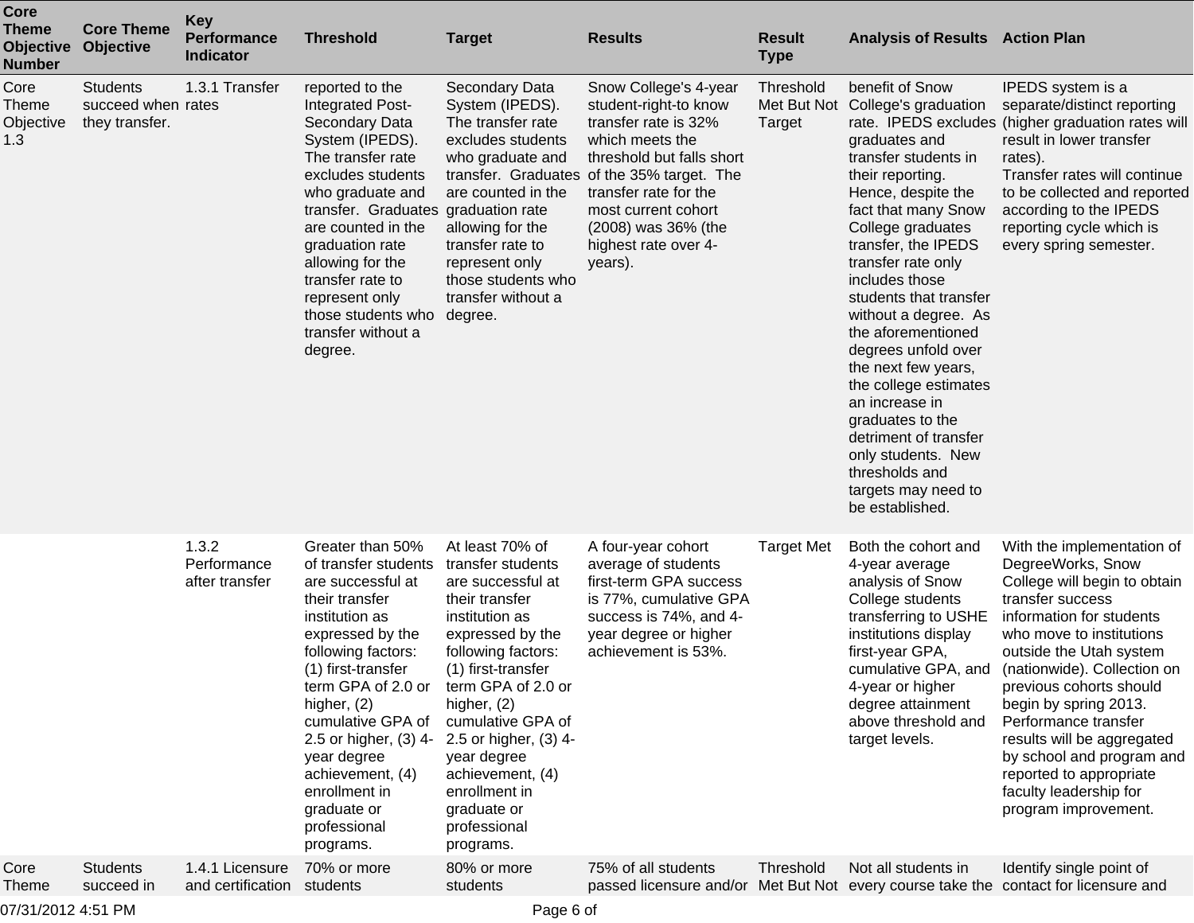| Core Theme Objective Number | Core Theme Objective | Key Performance Indicator | Threshold | Target | Results | Result Type | Analysis of Results | Action Plan |
|---|---|---|---|---|---|---|---|---|
| Core Theme Objective 1.3 | Students succeed when they transfer. | 1.3.1 Transfer rates | reported to the Integrated Post-Secondary Data System (IPEDS). The transfer rate excludes students who graduate and transfer. Graduates are counted in the graduation rate allowing for the transfer rate to represent only those students who transfer without a degree. | Secondary Data System (IPEDS). The transfer rate excludes students who graduate and transfer. Graduates are counted in the graduation rate allowing for the transfer rate to represent only those students who transfer without a degree. | Snow College's 4-year student-right-to know transfer rate is 32% which meets the threshold but falls short of the 35% target. The transfer rate for the most current cohort (2008) was 36% (the highest rate over 4-years). | Threshold Met But Not Target | benefit of Snow College's graduation rate. IPEDS excludes graduates and transfer students in their reporting. Hence, despite the fact that many Snow College graduates transfer, the IPEDS transfer rate only includes those students that transfer without a degree. As the aforementioned degrees unfold over the next few years, the college estimates an increase in graduates to the detriment of transfer only students. New thresholds and targets may need to be established. | IPEDS system is a separate/distinct reporting (higher graduation rates will result in lower transfer rates). Transfer rates will continue to be collected and reported according to the IPEDS reporting cycle which is every spring semester. |
| | | 1.3.2 Performance after transfer | Greater than 50% of transfer students are successful at their transfer institution as expressed by the following factors: (1) first-transfer term GPA of 2.0 or higher, (2) cumulative GPA of 2.5 or higher, (3) 4-year degree achievement, (4) enrollment in graduate or professional programs. | At least 70% of transfer students are successful at their transfer institution as expressed by the following factors: (1) first-transfer term GPA of 2.0 or higher, (2) cumulative GPA of 2.5 or higher, (3) 4-year degree achievement, (4) enrollment in graduate or professional programs. | A four-year cohort average of students first-term GPA success is 77%, cumulative GPA success is 74%, and 4-year degree or higher achievement is 53%. | Target Met | Both the cohort and 4-year average analysis of Snow College students transferring to USHE institutions display first-year GPA, cumulative GPA, and 4-year or higher degree attainment above threshold and target levels. | With the implementation of DegreeWorks, Snow College will begin to obtain transfer success information for students who move to institutions outside the Utah system (nationwide). Collection on previous cohorts should begin by spring 2013. Performance transfer results will be aggregated by school and program and reported to appropriate faculty leadership for program improvement. |
| Core Theme | Students succeed in | 1.4.1 Licensure and certification | 70% or more students | 80% or more students | 75% of all students passed licensure and/or | Threshold Met But Not | Not all students in every course take the | Identify single point of contact for licensure and |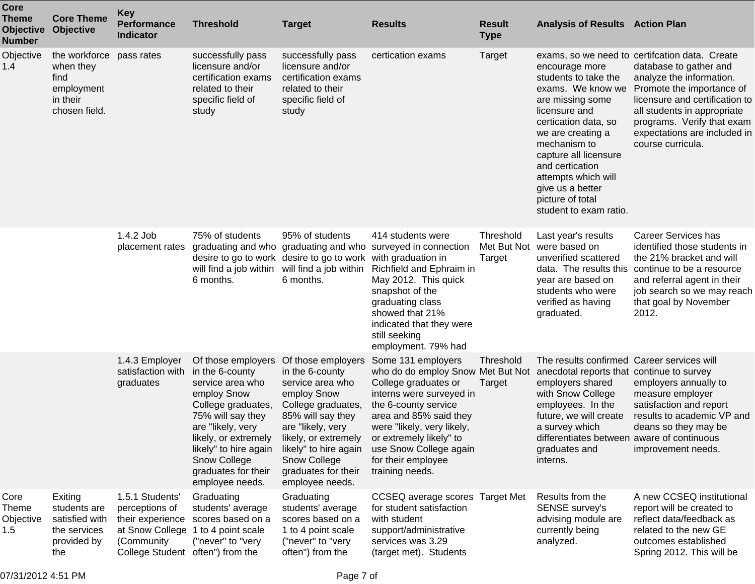| Core Theme Objective Number | Core Theme Objective | Key Performance Indicator | Threshold | Target | Results | Result Type | Analysis of Results | Action Plan |
|---|---|---|---|---|---|---|---|---|
| Objective 1.4 | the workforce when they find employment in their chosen field. | pass rates | successfully pass licensure and/or certification exams related to their specific field of study | successfully pass licensure and/or certification exams related to their specific field of study | certication exams | Target | exams, so we need to encourage more students to take the exams. We know we are missing some licensure and certication data, so we are creating a mechanism to capture all licensure and certication attempts which will give us a better picture of total student to exam ratio. | certifcation data. Create database to gather and analyze the information. Promote the importance of licensure and certification to all students in appropriate programs. Verify that exam expectations are included in course curricula. |
| | | 1.4.2 Job placement rates | 75% of students graduating and who desire to go to work will find a job within 6 months. | 95% of students graduating and who desire to go to work will find a job within 6 months. | 414 students were surveyed in connection with graduation in Richfield and Ephraim in May 2012. This quick snapshot of the graduating class showed that 21% indicated that they were still seeking employment. 79% had | Threshold Met But Not Target | Last year's results were based on unverified scattered data. The results this year are based on students who were verified as having graduated. | Career Services has identified those students in the 21% bracket and will continue to be a resource and referral agent in their job search so we may reach that goal by November 2012. |
| | | 1.4.3 Employer satisfaction with graduates | Of those employers in the 6-county service area who employ Snow College graduates, 75% will say they are "likely, very likely, or extremely likely" to hire again Snow College graduates for their employee needs. | Of those employers in the 6-county service area who employ Snow College graduates, 85% will say they are "likely, very likely, or extremely likely" to hire again Snow College graduates for their employee needs. | Some 131 employers who do do employ Snow College graduates or interns were surveyed in the 6-county service area and 85% said they were "likely, very likely, or extremely likely" to use Snow College again for their employee training needs. | Threshold Met But Not Target | The results confirmed anecdotal reports that employers shared with Snow College employees. In the future, we will create a survey which differentiates between graduates and interns. | Career services will continue to survey employers annually to measure employer satisfaction and report results to academic VP and deans so they may be aware of continuous improvement needs. |
| Core Theme Objective 1.5 | Exiting students are satisfied with the services provided by the | 1.5.1 Students' perceptions of their experience at Snow College (Community College Student | Graduating students' average scores based on a 1 to 4 point scale ("never" to "very often") from the | Graduating students' average scores based on a 1 to 4 point scale ("never" to "very often") from the | CCSEQ average scores for student satisfaction with student support/administrative services was 3.29 (target met). Students | Target Met | Results from the SENSE survey's advising module are currently being analyzed. | A new CCSEQ institutional report will be created to reflect data/feedback as related to the new GE outcomes established Spring 2012. This will be |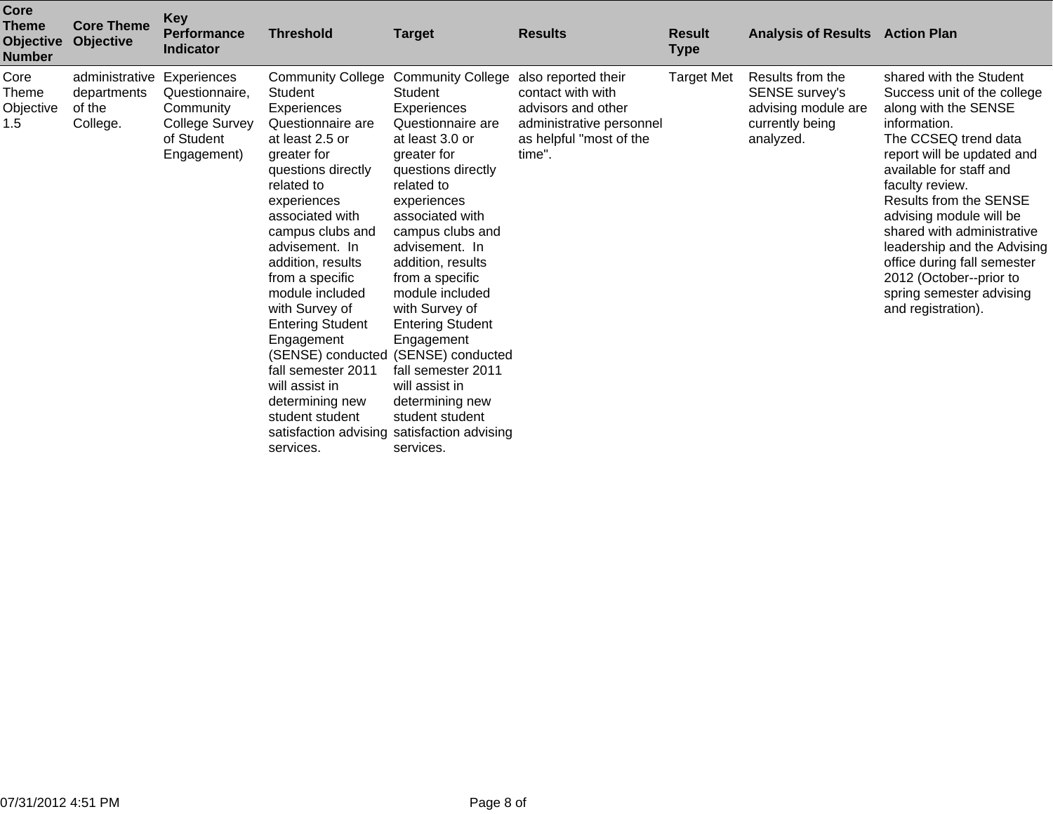| Core Theme Objective Number | Core Theme Objective | Key Performance Indicator | Threshold | Target | Results | Result Type | Analysis of Results | Action Plan |
|---|---|---|---|---|---|---|---|---|
| Core Theme Objective 1.5 | administrative departments of the College. | Experiences Questionnaire, Community College Survey of Student Engagement) | Community College Student Experiences Questionnaire are at least 2.5 or greater for questions directly related to experiences associated with campus clubs and advisement. In addition, results from a specific module included with Survey of Entering Student Engagement (SENSE) conducted fall semester 2011 will assist in determining new student student satisfaction advising services. | Community College Student Experiences Questionnaire are at least 3.0 or greater for questions directly related to experiences associated with campus clubs and advisement. In addition, results from a specific module included with Survey of Entering Student Engagement (SENSE) conducted fall semester 2011 will assist in determining new student student satisfaction advising services. | also reported their contact with with advisors and other administrative personnel as helpful "most of the time". | Target Met | Results from the SENSE survey's advising module are currently being analyzed. | shared with the Student Success unit of the college along with the SENSE information.<br>The CCSEQ trend data report will be updated and available for staff and faculty review.<br>Results from the SENSE advising module will be shared with administrative leadership and the Advising office during fall semester 2012 (October--prior to spring semester advising and registration). |